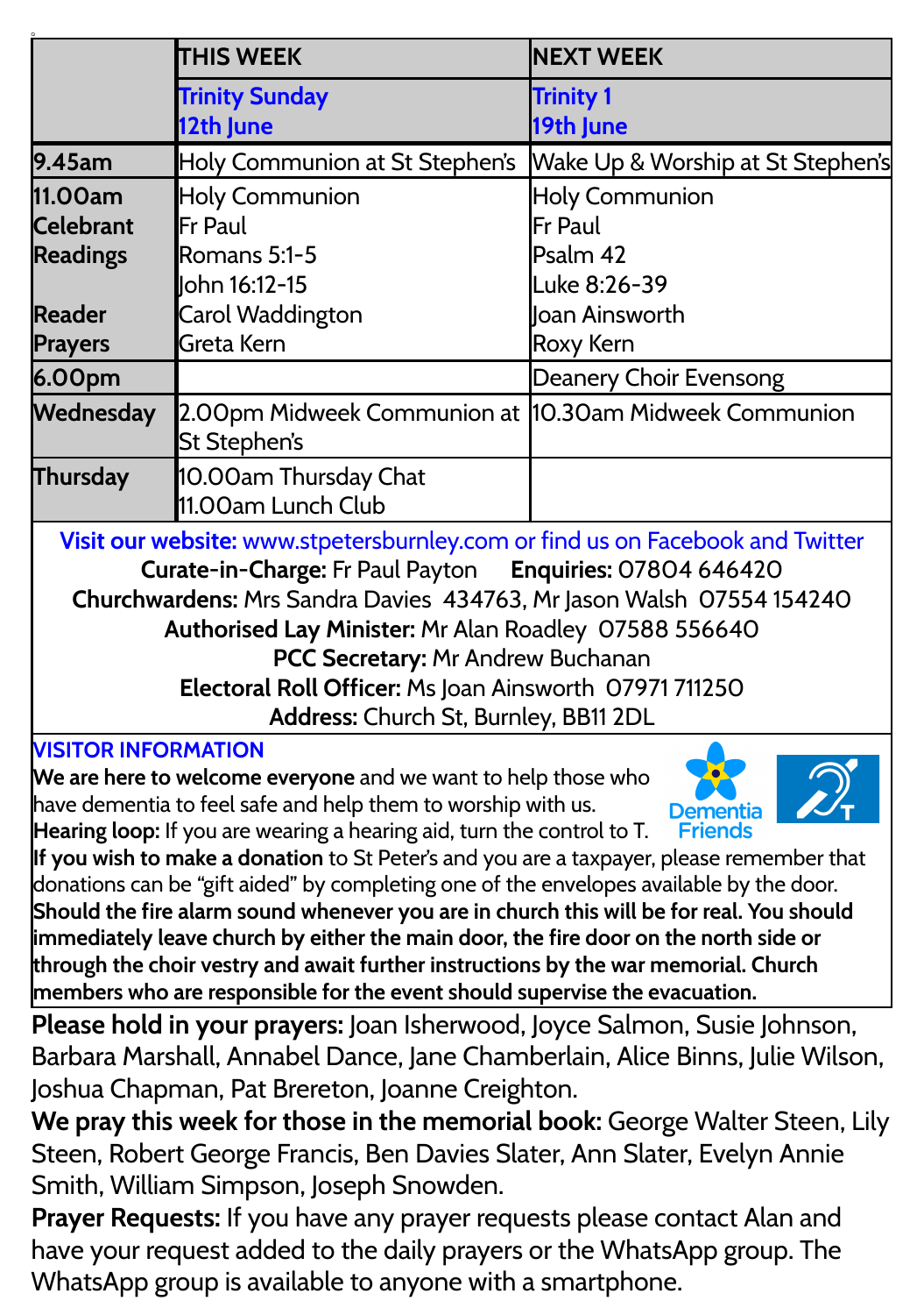| | THIS WEEK | NEXT WEEK |
|---|---|---|
| | **Trinity Sunday 12th June** | **Trinity 1 19th June** |
| **9.45am** | Holy Communion at St Stephen's | Wake Up & Worship at St Stephen's |
| **11.00am** | Holy Communion | Holy Communion |
| **Celebrant** | Fr Paul | Fr Paul |
| **Readings** | Romans 5:1-5<br>John 16:12-15 | Psalm 42<br>Luke 8:26-39 |
| **Reader** | Carol Waddington | Joan Ainsworth |
| **Prayers** | Greta Kern | Roxy Kern |
| **6.00pm** | | Deanery Choir Evensong |
| **Wednesday** | 2.00pm Midweek Communion at St Stephen's | 10.30am Midweek Communion |
| **Thursday** | 10.00am Thursday Chat<br>11.00am Lunch Club | |

**Visit our website:** www.stpetersburnley.com or find us on Facebook and Twitter

**Curate-in-Charge:** Fr Paul Payton **Enquiries:** 07804 646420

**Churchwardens:** Mrs Sandra Davies 434763, Mr Jason Walsh 07554 154240

**Authorised Lay Minister:** Mr Alan Roadley 07588 556640

**PCC Secretary:** Mr Andrew Buchanan

**Electoral Roll Officer:** Ms Joan Ainsworth 07971 711250

**Address:** Church St, Burnley, BB11 2DL

## VISITOR INFORMATION

**We are here to welcome everyone** and we want to help those who have dementia to feel safe and help them to worship with us.

**Hearing loop:** If you are wearing a hearing aid, turn the control to T.

**If you wish to make a donation** to St Peter's and you are a taxpayer, please remember that donations can be "gift aided" by completing one of the envelopes available by the door.

**Should the fire alarm sound whenever you are in church this will be for real. You should immediately leave church by either the main door, the fire door on the north side or through the choir vestry and await further instructions by the war memorial. Church members who are responsible for the event should supervise the evacuation.**

**Please hold in your prayers:** Joan Isherwood, Joyce Salmon, Susie Johnson, Barbara Marshall, Annabel Dance, Jane Chamberlain, Alice Binns, Julie Wilson, Joshua Chapman, Pat Brereton, Joanne Creighton.

**We pray this week for those in the memorial book:** George Walter Steen, Lily Steen, Robert George Francis, Ben Davies Slater, Ann Slater, Evelyn Annie Smith, William Simpson, Joseph Snowden.

**Prayer Requests:** If you have any prayer requests please contact Alan and have your request added to the daily prayers or the WhatsApp group. The WhatsApp group is available to anyone with a smartphone.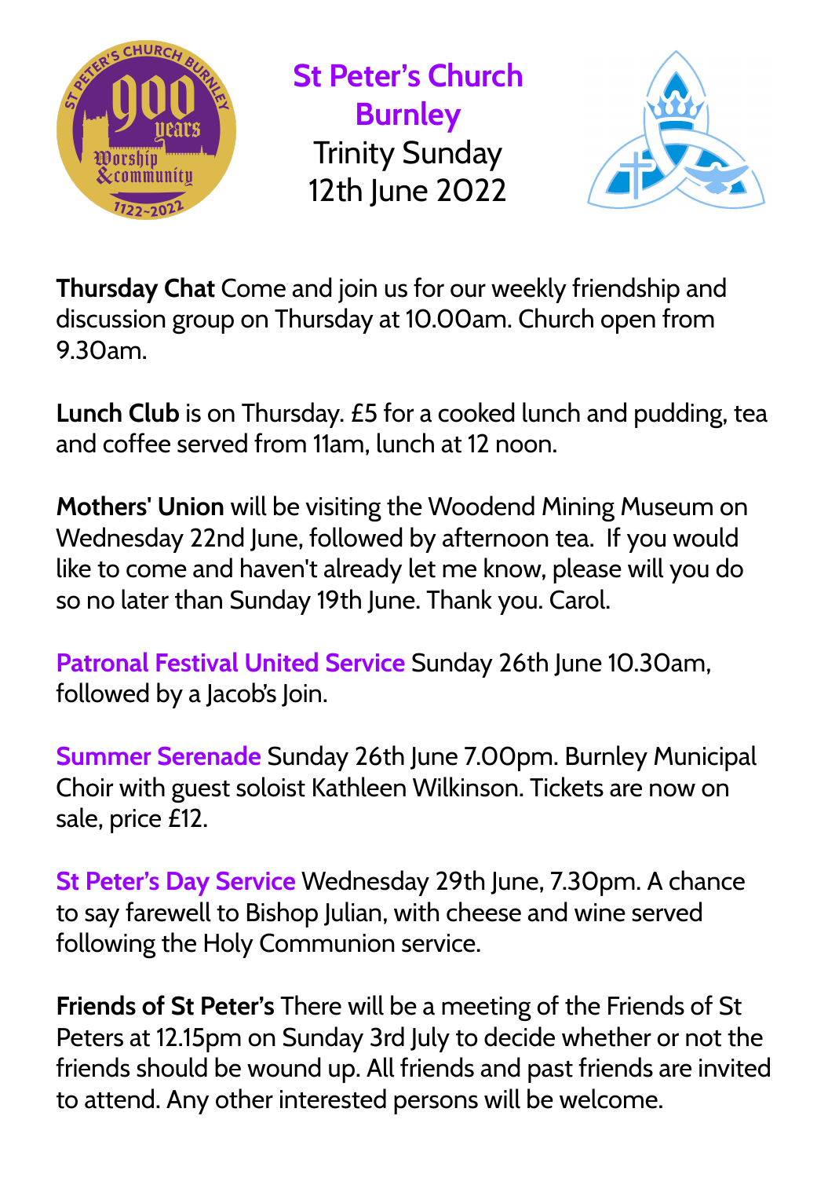# St Peter's Church Burnley

Trinity Sunday
12th June 2022

**Thursday Chat** Come and join us for our weekly friendship and discussion group on Thursday at 10.00am. Church open from 9.30am.

**Lunch Club** is on Thursday. £5 for a cooked lunch and pudding, tea and coffee served from 11am, lunch at 12 noon.

**Mothers' Union** will be visiting the Woodend Mining Museum on Wednesday 22nd June, followed by afternoon tea. If you would like to come and haven't already let me know, please will you do so no later than Sunday 19th June. Thank you. Carol.

**Patronal Festival United Service** Sunday 26th June 10.30am, followed by a Jacob's Join.

**Summer Serenade** Sunday 26th June 7.00pm. Burnley Municipal Choir with guest soloist Kathleen Wilkinson. Tickets are now on sale, price £12.

**St Peter's Day Service** Wednesday 29th June, 7.30pm. A chance to say farewell to Bishop Julian, with cheese and wine served following the Holy Communion service.

**Friends of St Peter's** There will be a meeting of the Friends of St Peters at 12.15pm on Sunday 3rd July to decide whether or not the friends should be wound up. All friends and past friends are invited to attend. Any other interested persons will be welcome.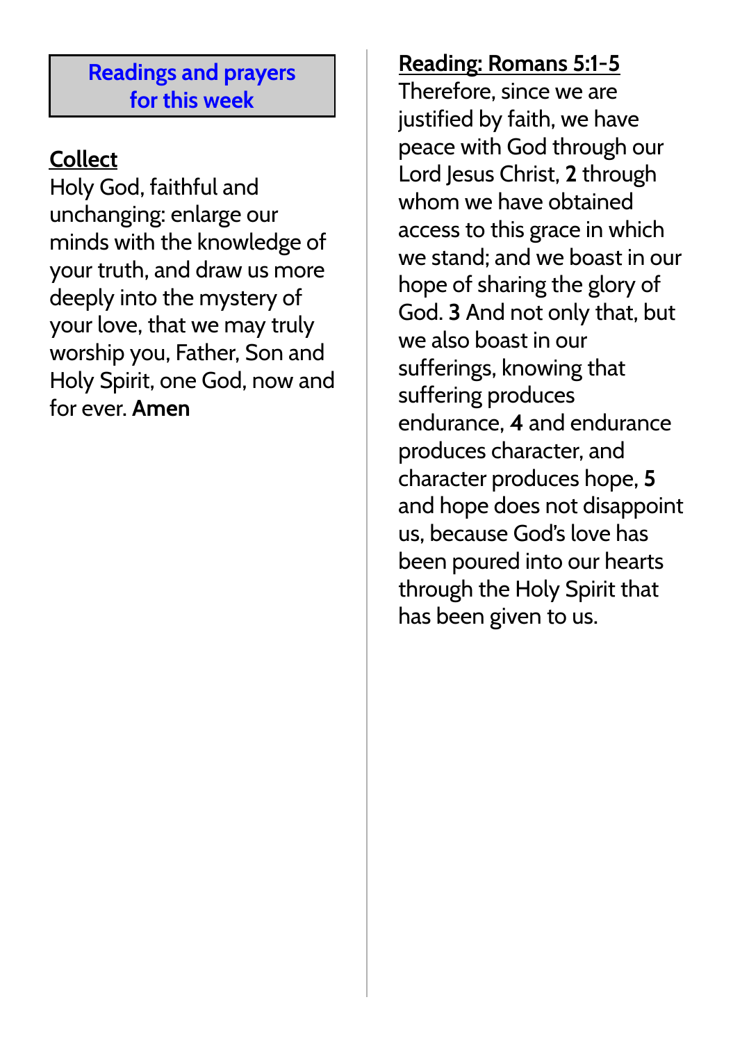## Readings and prayers for this week

**Collect**

Holy God, faithful and unchanging: enlarge our minds with the knowledge of your truth, and draw us more deeply into the mystery of your love, that we may truly worship you, Father, Son and Holy Spirit, one God, now and for ever. **Amen**

**Reading: Romans 5:1-5**

Therefore, since we are justified by faith, we have peace with God through our Lord Jesus Christ, **2** through whom we have obtained access to this grace in which we stand; and we boast in our hope of sharing the glory of God. **3** And not only that, but we also boast in our sufferings, knowing that suffering produces endurance, **4** and endurance produces character, and character produces hope, **5** and hope does not disappoint us, because God's love has been poured into our hearts through the Holy Spirit that has been given to us.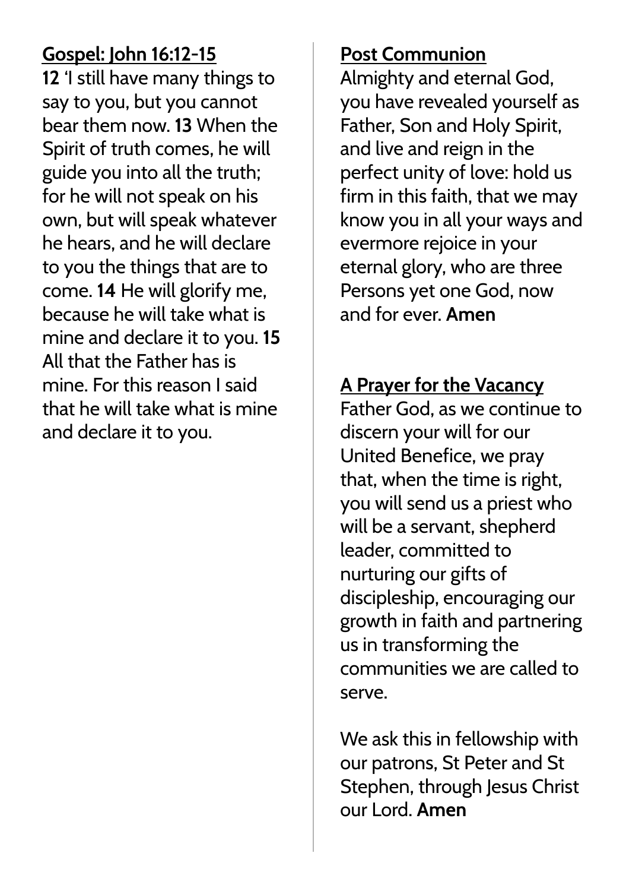## Gospel: John 16:12-15

**12** 'I still have many things to say to you, but you cannot bear them now. **13** When the Spirit of truth comes, he will guide you into all the truth; for he will not speak on his own, but will speak whatever he hears, and he will declare to you the things that are to come. **14** He will glorify me, because he will take what is mine and declare it to you. **15** All that the Father has is mine. For this reason I said that he will take what is mine and declare it to you.

## Post Communion

Almighty and eternal God, you have revealed yourself as Father, Son and Holy Spirit, and live and reign in the perfect unity of love: hold us firm in this faith, that we may know you in all your ways and evermore rejoice in your eternal glory, who are three Persons yet one God, now and for ever. **Amen**

## A Prayer for the Vacancy

Father God, as we continue to discern your will for our United Benefice, we pray that, when the time is right, you will send us a priest who will be a servant, shepherd leader, committed to nurturing our gifts of discipleship, encouraging our growth in faith and partnering us in transforming the communities we are called to serve.

We ask this in fellowship with our patrons, St Peter and St Stephen, through Jesus Christ our Lord. **Amen**